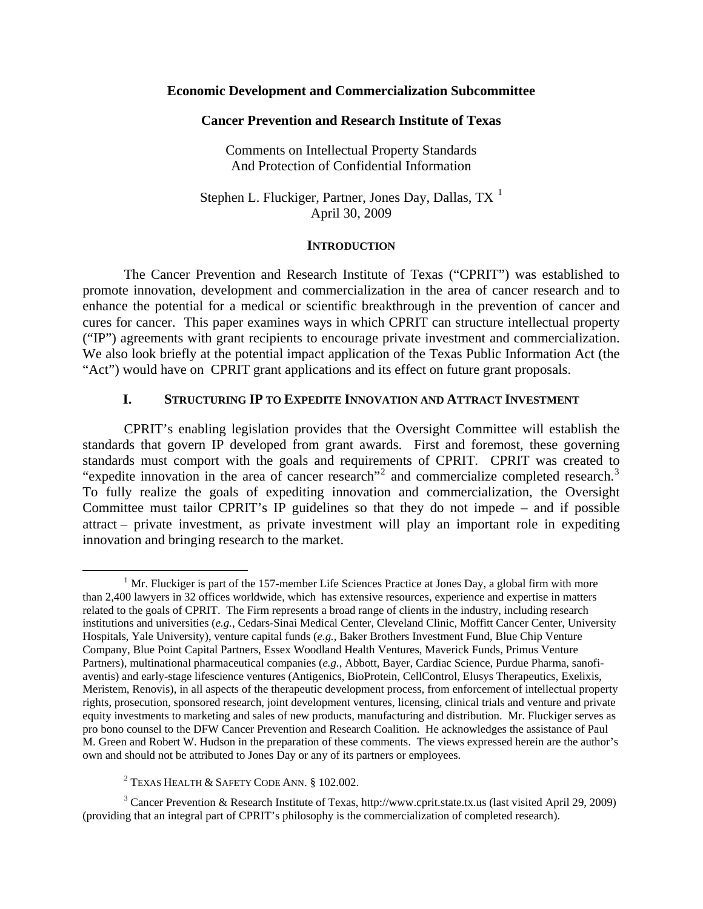**Economic Development and Commercialization Subcommittee**

**Cancer Prevention and Research Institute of Texas**

Comments on Intellectual Property Standards
And Protection of Confidential Information

Stephen L. Fluckiger, Partner, Jones Day, Dallas, TX [1]
April 30, 2009

## INTRODUCTION

The Cancer Prevention and Research Institute of Texas ("CPRIT") was established to promote innovation, development and commercialization in the area of cancer research and to enhance the potential for a medical or scientific breakthrough in the prevention of cancer and cures for cancer. This paper examines ways in which CPRIT can structure intellectual property ("IP") agreements with grant recipients to encourage private investment and commercialization. We also look briefly at the potential impact application of the Texas Public Information Act (the "Act") would have on CPRIT grant applications and its effect on future grant proposals.

## I. STRUCTURING IP TO EXPEDITE INNOVATION AND ATTRACT INVESTMENT

CPRIT's enabling legislation provides that the Oversight Committee will establish the standards that govern IP developed from grant awards. First and foremost, these governing standards must comport with the goals and requirements of CPRIT. CPRIT was created to "expedite innovation in the area of cancer research"[2] and commercialize completed research.[3] To fully realize the goals of expediting innovation and commercialization, the Oversight Committee must tailor CPRIT's IP guidelines so that they do not impede – and if possible attract – private investment, as private investment will play an important role in expediting innovation and bringing research to the market.

---

[1] Mr. Fluckiger is part of the 157-member Life Sciences Practice at Jones Day, a global firm with more than 2,400 lawyers in 32 offices worldwide, which has extensive resources, experience and expertise in matters related to the goals of CPRIT. The Firm represents a broad range of clients in the industry, including research institutions and universities (*e.g.,* Cedars-Sinai Medical Center, Cleveland Clinic, Moffitt Cancer Center, University Hospitals, Yale University), venture capital funds (*e.g.,* Baker Brothers Investment Fund, Blue Chip Venture Company, Blue Point Capital Partners, Essex Woodland Health Ventures, Maverick Funds, Primus Venture Partners), multinational pharmaceutical companies (*e.g.,* Abbott, Bayer, Cardiac Science, Purdue Pharma, sanofi-aventis) and early-stage lifescience ventures (Antigenics, BioProtein, CellControl, Elusys Therapeutics, Exelixis, Meristem, Renovis), in all aspects of the therapeutic development process, from enforcement of intellectual property rights, prosecution, sponsored research, joint development ventures, licensing, clinical trials and venture and private equity investments to marketing and sales of new products, manufacturing and distribution. Mr. Fluckiger serves as pro bono counsel to the DFW Cancer Prevention and Research Coalition. He acknowledges the assistance of Paul M. Green and Robert W. Hudson in the preparation of these comments. The views expressed herein are the author's own and should not be attributed to Jones Day or any of its partners or employees.

[2] TEXAS HEALTH & SAFETY CODE ANN. § 102.002.

[3] Cancer Prevention & Research Institute of Texas, http://www.cprit.state.tx.us (last visited April 29, 2009) (providing that an integral part of CPRIT's philosophy is the commercialization of completed research).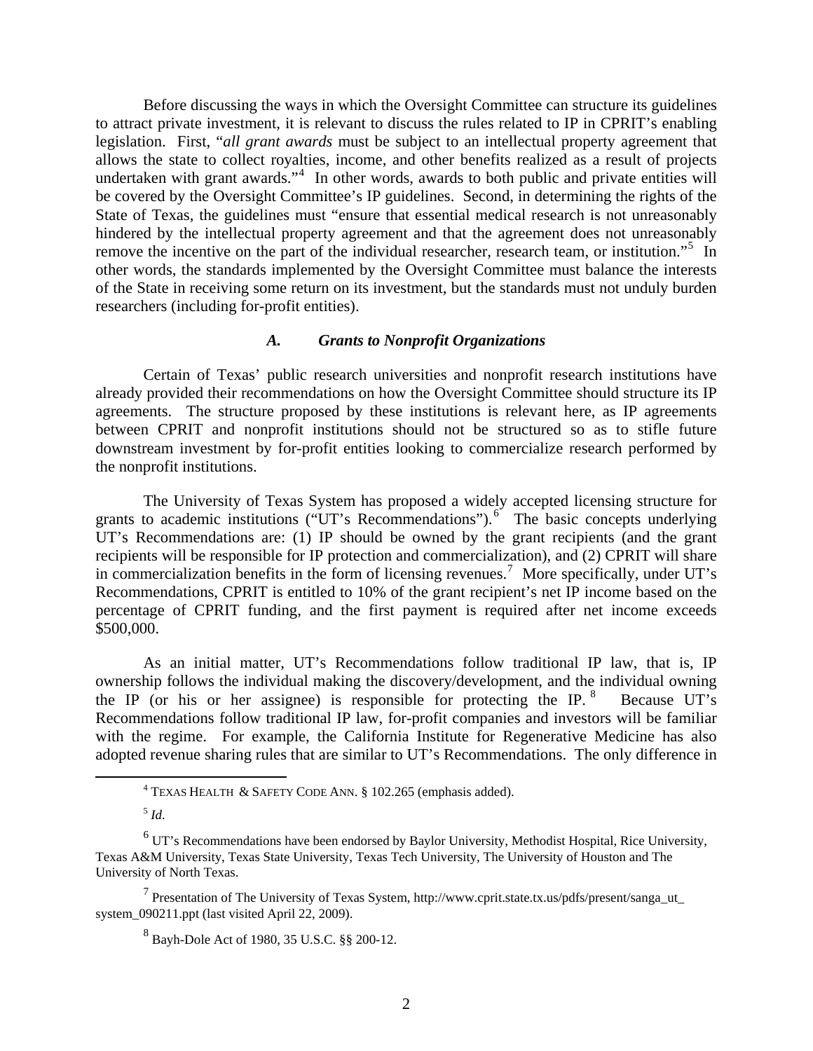Before discussing the ways in which the Oversight Committee can structure its guidelines to attract private investment, it is relevant to discuss the rules related to IP in CPRIT's enabling legislation. First, "*all grant awards* must be subject to an intellectual property agreement that allows the state to collect royalties, income, and other benefits realized as a result of projects undertaken with grant awards."[4] In other words, awards to both public and private entities will be covered by the Oversight Committee's IP guidelines. Second, in determining the rights of the State of Texas, the guidelines must "ensure that essential medical research is not unreasonably hindered by the intellectual property agreement and that the agreement does not unreasonably remove the incentive on the part of the individual researcher, research team, or institution."[5] In other words, the standards implemented by the Oversight Committee must balance the interests of the State in receiving some return on its investment, but the standards must not unduly burden researchers (including for-profit entities).

### *A. Grants to Nonprofit Organizations*

Certain of Texas' public research universities and nonprofit research institutions have already provided their recommendations on how the Oversight Committee should structure its IP agreements. The structure proposed by these institutions is relevant here, as IP agreements between CPRIT and nonprofit institutions should not be structured so as to stifle future downstream investment by for-profit entities looking to commercialize research performed by the nonprofit institutions.

The University of Texas System has proposed a widely accepted licensing structure for grants to academic institutions ("UT's Recommendations").[6] The basic concepts underlying UT's Recommendations are: (1) IP should be owned by the grant recipients (and the grant recipients will be responsible for IP protection and commercialization), and (2) CPRIT will share in commercialization benefits in the form of licensing revenues.[7] More specifically, under UT's Recommendations, CPRIT is entitled to 10% of the grant recipient's net IP income based on the percentage of CPRIT funding, and the first payment is required after net income exceeds $500,000.

As an initial matter, UT's Recommendations follow traditional IP law, that is, IP ownership follows the individual making the discovery/development, and the individual owning the IP (or his or her assignee) is responsible for protecting the IP.[8] Because UT's Recommendations follow traditional IP law, for-profit companies and investors will be familiar with the regime. For example, the California Institute for Regenerative Medicine has also adopted revenue sharing rules that are similar to UT's Recommendations. The only difference in

---

[4] TEXAS HEALTH & SAFETY CODE ANN. § 102.265 (emphasis added).

[5] *Id.*

[6] UT's Recommendations have been endorsed by Baylor University, Methodist Hospital, Rice University, Texas A&M University, Texas State University, Texas Tech University, The University of Houston and The University of North Texas.

[7] Presentation of The University of Texas System, http://www.cprit.state.tx.us/pdfs/present/sanga_ut_system_090211.ppt (last visited April 22, 2009).

[8] Bayh-Dole Act of 1980, 35 U.S.C. §§ 200-12.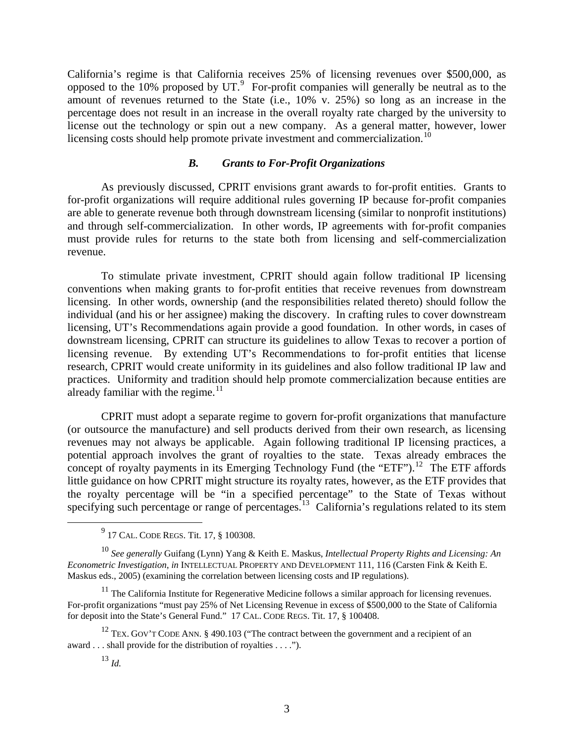California's regime is that California receives 25% of licensing revenues over $500,000, as opposed to the 10% proposed by UT.[9] For-profit companies will generally be neutral as to the amount of revenues returned to the State (i.e., 10% v. 25%) so long as an increase in the percentage does not result in an increase in the overall royalty rate charged by the university to license out the technology or spin out a new company. As a general matter, however, lower licensing costs should help promote private investment and commercialization.[10]

### *B. Grants to For-Profit Organizations*

As previously discussed, CPRIT envisions grant awards to for-profit entities. Grants to for-profit organizations will require additional rules governing IP because for-profit companies are able to generate revenue both through downstream licensing (similar to nonprofit institutions) and through self-commercialization. In other words, IP agreements with for-profit companies must provide rules for returns to the state both from licensing and self-commercialization revenue.

To stimulate private investment, CPRIT should again follow traditional IP licensing conventions when making grants to for-profit entities that receive revenues from downstream licensing. In other words, ownership (and the responsibilities related thereto) should follow the individual (and his or her assignee) making the discovery. In crafting rules to cover downstream licensing, UT's Recommendations again provide a good foundation. In other words, in cases of downstream licensing, CPRIT can structure its guidelines to allow Texas to recover a portion of licensing revenue. By extending UT's Recommendations to for-profit entities that license research, CPRIT would create uniformity in its guidelines and also follow traditional IP law and practices. Uniformity and tradition should help promote commercialization because entities are already familiar with the regime.[11]

CPRIT must adopt a separate regime to govern for-profit organizations that manufacture (or outsource the manufacture) and sell products derived from their own research, as licensing revenues may not always be applicable. Again following traditional IP licensing practices, a potential approach involves the grant of royalties to the state. Texas already embraces the concept of royalty payments in its Emerging Technology Fund (the "ETF").[12] The ETF affords little guidance on how CPRIT might structure its royalty rates, however, as the ETF provides that the royalty percentage will be "in a specified percentage" to the State of Texas without specifying such percentage or range of percentages.[13] California's regulations related to its stem

---

[9] 17 CAL. CODE REGS. Tit. 17, § 100308.

[10] *See generally* Guifang (Lynn) Yang & Keith E. Maskus, *Intellectual Property Rights and Licensing: An Econometric Investigation*, *in* INTELLECTUAL PROPERTY AND DEVELOPMENT 111, 116 (Carsten Fink & Keith E. Maskus eds., 2005) (examining the correlation between licensing costs and IP regulations).

[11] The California Institute for Regenerative Medicine follows a similar approach for licensing revenues. For-profit organizations "must pay 25% of Net Licensing Revenue in excess of $500,000 to the State of California for deposit into the State's General Fund." 17 CAL. CODE REGS. Tit. 17, § 100408.

[12] TEX. GOV'T CODE ANN. § 490.103 ("The contract between the government and a recipient of an award . . . shall provide for the distribution of royalties . . . .").

[13] *Id.*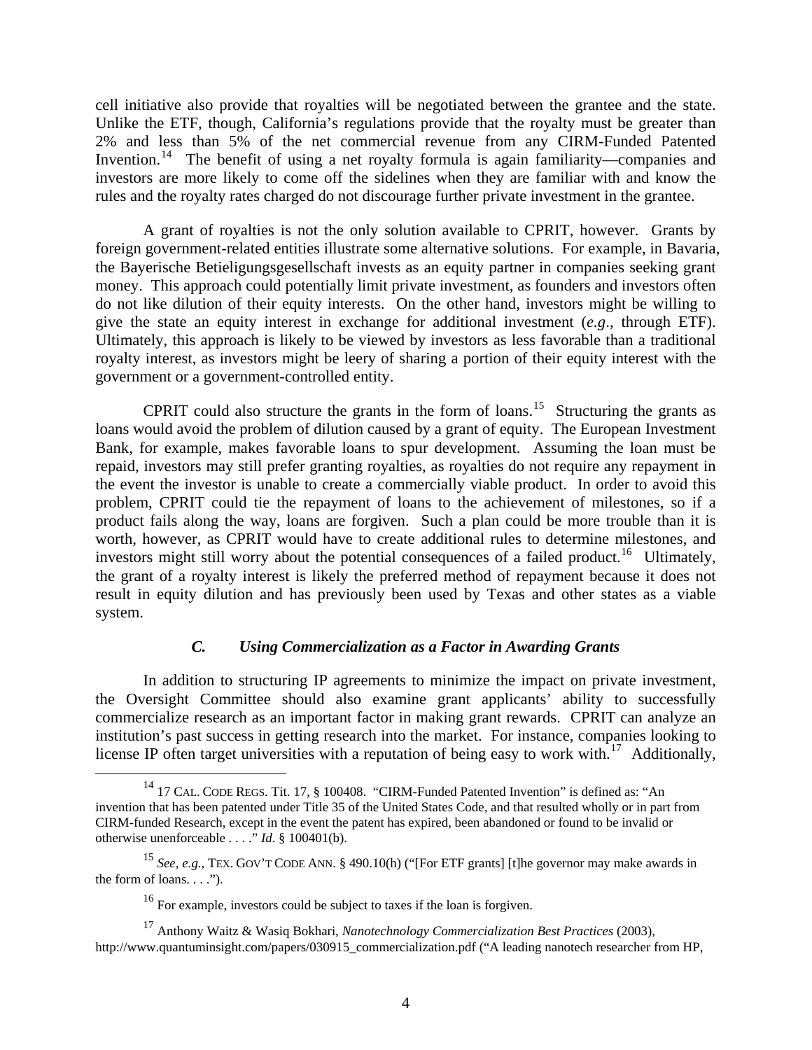cell initiative also provide that royalties will be negotiated between the grantee and the state. Unlike the ETF, though, California's regulations provide that the royalty must be greater than 2% and less than 5% of the net commercial revenue from any CIRM-Funded Patented Invention.[14] The benefit of using a net royalty formula is again familiarity—companies and investors are more likely to come off the sidelines when they are familiar with and know the rules and the royalty rates charged do not discourage further private investment in the grantee.

A grant of royalties is not the only solution available to CPRIT, however. Grants by foreign government-related entities illustrate some alternative solutions. For example, in Bavaria, the Bayerische Betieligungsgesellschaft invests as an equity partner in companies seeking grant money. This approach could potentially limit private investment, as founders and investors often do not like dilution of their equity interests. On the other hand, investors might be willing to give the state an equity interest in exchange for additional investment (*e.g*., through ETF). Ultimately, this approach is likely to be viewed by investors as less favorable than a traditional royalty interest, as investors might be leery of sharing a portion of their equity interest with the government or a government-controlled entity.

CPRIT could also structure the grants in the form of loans.[15] Structuring the grants as loans would avoid the problem of dilution caused by a grant of equity. The European Investment Bank, for example, makes favorable loans to spur development. Assuming the loan must be repaid, investors may still prefer granting royalties, as royalties do not require any repayment in the event the investor is unable to create a commercially viable product. In order to avoid this problem, CPRIT could tie the repayment of loans to the achievement of milestones, so if a product fails along the way, loans are forgiven. Such a plan could be more trouble than it is worth, however, as CPRIT would have to create additional rules to determine milestones, and investors might still worry about the potential consequences of a failed product.[16] Ultimately, the grant of a royalty interest is likely the preferred method of repayment because it does not result in equity dilution and has previously been used by Texas and other states as a viable system.

### *C. Using Commercialization as a Factor in Awarding Grants*

In addition to structuring IP agreements to minimize the impact on private investment, the Oversight Committee should also examine grant applicants' ability to successfully commercialize research as an important factor in making grant rewards. CPRIT can analyze an institution's past success in getting research into the market. For instance, companies looking to license IP often target universities with a reputation of being easy to work with.[17] Additionally,

---

[14] 17 CAL. CODE REGS. Tit. 17, § 100408. "CIRM-Funded Patented Invention" is defined as: "An invention that has been patented under Title 35 of the United States Code, and that resulted wholly or in part from CIRM-funded Research, except in the event the patent has expired, been abandoned or found to be invalid or otherwise unenforceable . . . ." *Id*. § 100401(b).

[15] *See, e.g.*, TEX. GOV'T CODE ANN. § 490.10(h) ("[For ETF grants] [t]he governor may make awards in the form of loans. . . .").

[16] For example, investors could be subject to taxes if the loan is forgiven.

[17] Anthony Waitz & Wasiq Bokhari, *Nanotechnology Commercialization Best Practices* (2003), http://www.quantuminsight.com/papers/030915_commercialization.pdf ("A leading nanotech researcher from HP,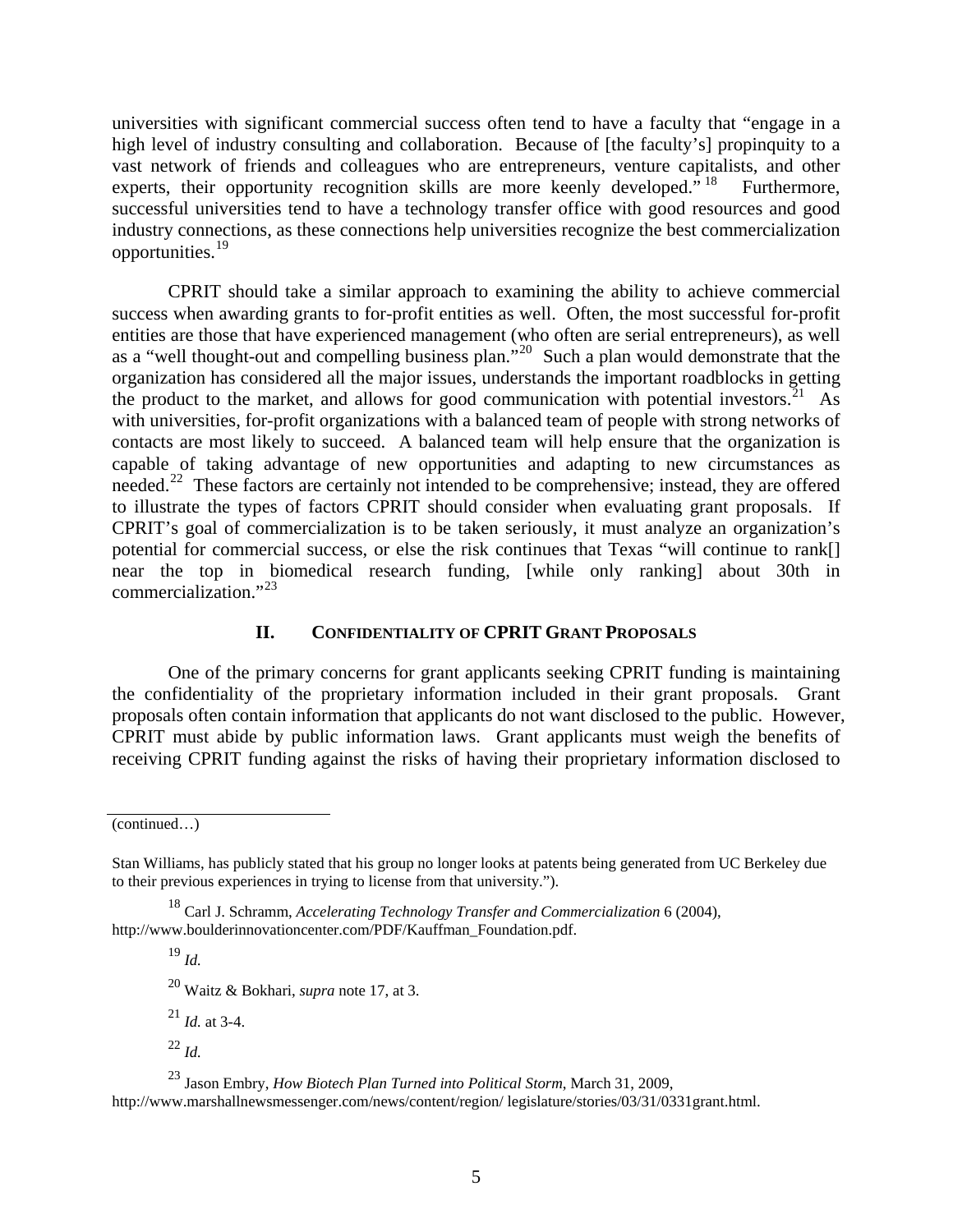universities with significant commercial success often tend to have a faculty that "engage in a high level of industry consulting and collaboration. Because of [the faculty's] propinquity to a vast network of friends and colleagues who are entrepreneurs, venture capitalists, and other experts, their opportunity recognition skills are more keenly developed."[18] Furthermore, successful universities tend to have a technology transfer office with good resources and good industry connections, as these connections help universities recognize the best commercialization opportunities.[19]

CPRIT should take a similar approach to examining the ability to achieve commercial success when awarding grants to for-profit entities as well. Often, the most successful for-profit entities are those that have experienced management (who often are serial entrepreneurs), as well as a "well thought-out and compelling business plan."[20] Such a plan would demonstrate that the organization has considered all the major issues, understands the important roadblocks in getting the product to the market, and allows for good communication with potential investors.[21] As with universities, for-profit organizations with a balanced team of people with strong networks of contacts are most likely to succeed. A balanced team will help ensure that the organization is capable of taking advantage of new opportunities and adapting to new circumstances as needed.[22] These factors are certainly not intended to be comprehensive; instead, they are offered to illustrate the types of factors CPRIT should consider when evaluating grant proposals. If CPRIT's goal of commercialization is to be taken seriously, it must analyze an organization's potential for commercial success, or else the risk continues that Texas "will continue to rank[] near the top in biomedical research funding, [while only ranking] about 30th in commercialization."[23]

## II. CONFIDENTIALITY OF CPRIT GRANT PROPOSALS

One of the primary concerns for grant applicants seeking CPRIT funding is maintaining the confidentiality of the proprietary information included in their grant proposals. Grant proposals often contain information that applicants do not want disclosed to the public. However, CPRIT must abide by public information laws. Grant applicants must weigh the benefits of receiving CPRIT funding against the risks of having their proprietary information disclosed to

---

(continued…)

Stan Williams, has publicly stated that his group no longer looks at patents being generated from UC Berkeley due to their previous experiences in trying to license from that university.").

[18] Carl J. Schramm, *Accelerating Technology Transfer and Commercialization* 6 (2004), http://www.boulderinnovationcenter.com/PDF/Kauffman_Foundation.pdf.

[19] *Id.*

[20] Waitz & Bokhari, *supra* note 17, at 3.

[21] *Id.* at 3-4.

[22] *Id.*

[23] Jason Embry, *How Biotech Plan Turned into Political Storm*, March 31, 2009, http://www.marshallnewsmessenger.com/news/content/region/ legislature/stories/03/31/0331grant.html.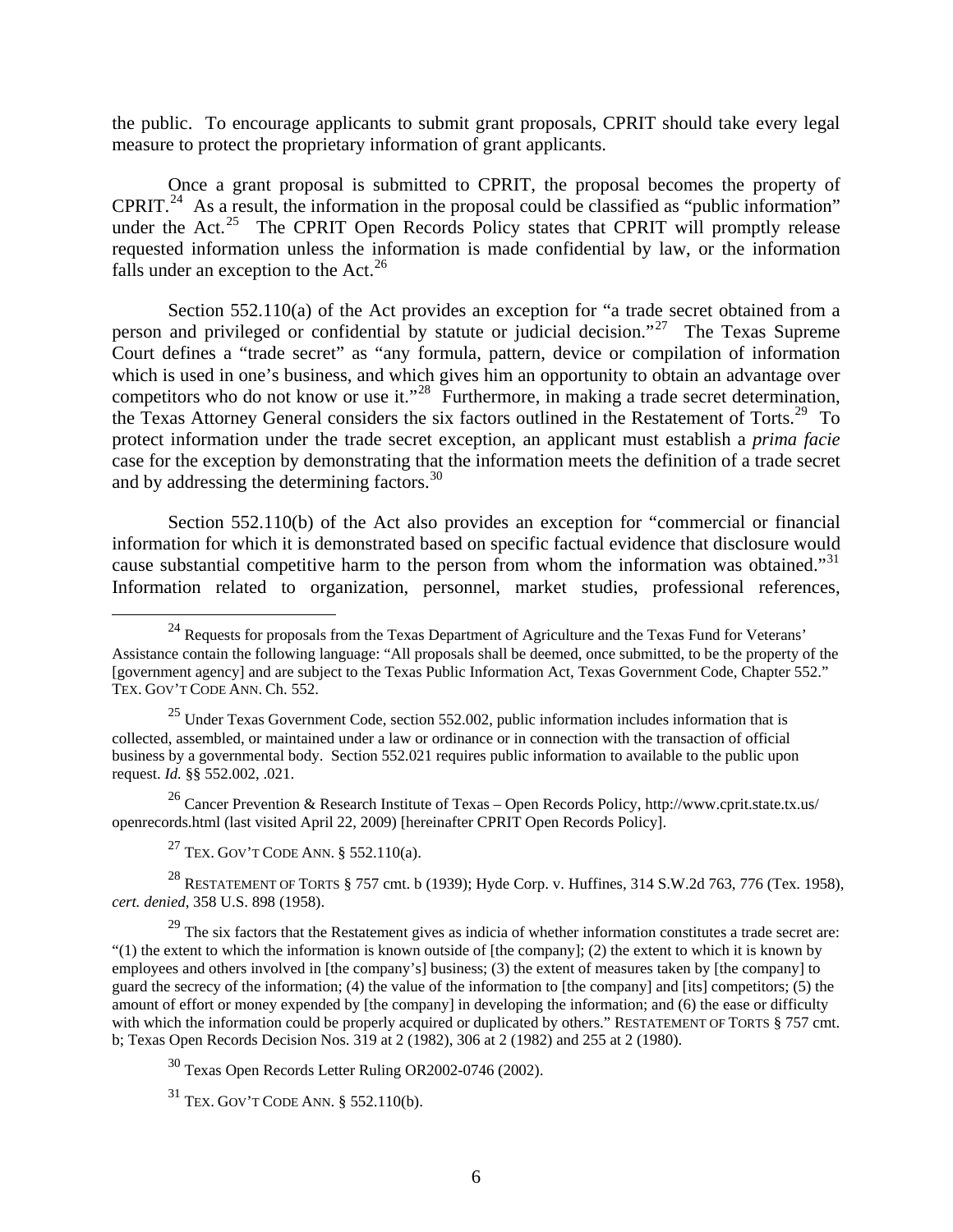the public. To encourage applicants to submit grant proposals, CPRIT should take every legal measure to protect the proprietary information of grant applicants.

Once a grant proposal is submitted to CPRIT, the proposal becomes the property of CPRIT.[24] As a result, the information in the proposal could be classified as "public information" under the Act.[25] The CPRIT Open Records Policy states that CPRIT will promptly release requested information unless the information is made confidential by law, or the information falls under an exception to the Act.[26]

Section 552.110(a) of the Act provides an exception for "a trade secret obtained from a person and privileged or confidential by statute or judicial decision."[27] The Texas Supreme Court defines a "trade secret" as "any formula, pattern, device or compilation of information which is used in one's business, and which gives him an opportunity to obtain an advantage over competitors who do not know or use it."[28] Furthermore, in making a trade secret determination, the Texas Attorney General considers the six factors outlined in the Restatement of Torts.[29] To protect information under the trade secret exception, an applicant must establish a *prima facie* case for the exception by demonstrating that the information meets the definition of a trade secret and by addressing the determining factors.[30]

Section 552.110(b) of the Act also provides an exception for "commercial or financial information for which it is demonstrated based on specific factual evidence that disclosure would cause substantial competitive harm to the person from whom the information was obtained."[31] Information related to organization, personnel, market studies, professional references,

---

[24] Requests for proposals from the Texas Department of Agriculture and the Texas Fund for Veterans' Assistance contain the following language: "All proposals shall be deemed, once submitted, to be the property of the [government agency] and are subject to the Texas Public Information Act, Texas Government Code, Chapter 552." TEX. GOV'T CODE ANN. Ch. 552.

[25] Under Texas Government Code, section 552.002, public information includes information that is collected, assembled, or maintained under a law or ordinance or in connection with the transaction of official business by a governmental body. Section 552.021 requires public information to available to the public upon request. *Id.* §§ 552.002, .021.

[26] Cancer Prevention & Research Institute of Texas – Open Records Policy, http://www.cprit.state.tx.us/openrecords.html (last visited April 22, 2009) [hereinafter CPRIT Open Records Policy].

[27] TEX. GOV'T CODE ANN. § 552.110(a).

[28] RESTATEMENT OF TORTS § 757 cmt. b (1939); Hyde Corp. v. Huffines, 314 S.W.2d 763, 776 (Tex. 1958), *cert. denied*, 358 U.S. 898 (1958).

[29] The six factors that the Restatement gives as indicia of whether information constitutes a trade secret are: "(1) the extent to which the information is known outside of [the company]; (2) the extent to which it is known by employees and others involved in [the company's] business; (3) the extent of measures taken by [the company] to guard the secrecy of the information; (4) the value of the information to [the company] and [its] competitors; (5) the amount of effort or money expended by [the company] in developing the information; and (6) the ease or difficulty with which the information could be properly acquired or duplicated by others." RESTATEMENT OF TORTS § 757 cmt. b; Texas Open Records Decision Nos. 319 at 2 (1982), 306 at 2 (1982) and 255 at 2 (1980).

[30] Texas Open Records Letter Ruling OR2002-0746 (2002).

[31] TEX. GOV'T CODE ANN. § 552.110(b).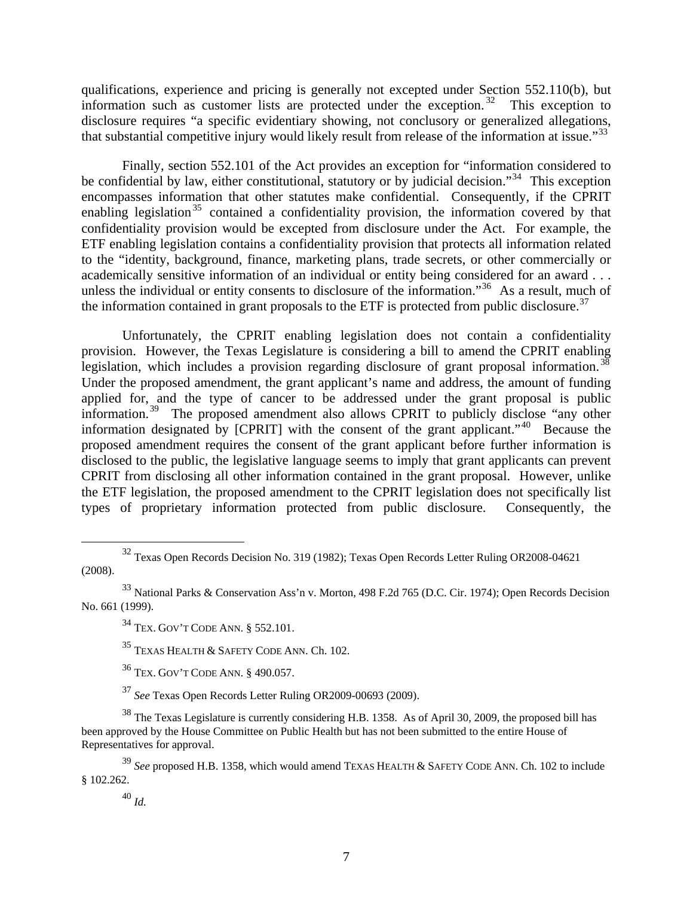qualifications, experience and pricing is generally not excepted under Section 552.110(b), but information such as customer lists are protected under the exception.[32] This exception to disclosure requires "a specific evidentiary showing, not conclusory or generalized allegations, that substantial competitive injury would likely result from release of the information at issue."[33]

Finally, section 552.101 of the Act provides an exception for "information considered to be confidential by law, either constitutional, statutory or by judicial decision."[34] This exception encompasses information that other statutes make confidential. Consequently, if the CPRIT enabling legislation[35] contained a confidentiality provision, the information covered by that confidentiality provision would be excepted from disclosure under the Act. For example, the ETF enabling legislation contains a confidentiality provision that protects all information related to the "identity, background, finance, marketing plans, trade secrets, or other commercially or academically sensitive information of an individual or entity being considered for an award . . . unless the individual or entity consents to disclosure of the information."[36] As a result, much of the information contained in grant proposals to the ETF is protected from public disclosure.[37]

Unfortunately, the CPRIT enabling legislation does not contain a confidentiality provision. However, the Texas Legislature is considering a bill to amend the CPRIT enabling legislation, which includes a provision regarding disclosure of grant proposal information.[38] Under the proposed amendment, the grant applicant's name and address, the amount of funding applied for, and the type of cancer to be addressed under the grant proposal is public information.[39] The proposed amendment also allows CPRIT to publicly disclose "any other information designated by [CPRIT] with the consent of the grant applicant."[40] Because the proposed amendment requires the consent of the grant applicant before further information is disclosed to the public, the legislative language seems to imply that grant applicants can prevent CPRIT from disclosing all other information contained in the grant proposal. However, unlike the ETF legislation, the proposed amendment to the CPRIT legislation does not specifically list types of proprietary information protected from public disclosure. Consequently, the

---

[32] Texas Open Records Decision No. 319 (1982); Texas Open Records Letter Ruling OR2008-04621 (2008).

[33] National Parks & Conservation Ass'n v. Morton, 498 F.2d 765 (D.C. Cir. 1974); Open Records Decision No. 661 (1999).

[34] TEX. GOV'T CODE ANN. § 552.101.

[35] TEXAS HEALTH & SAFETY CODE ANN. Ch. 102.

[36] TEX. GOV'T CODE ANN. § 490.057.

[37] *See* Texas Open Records Letter Ruling OR2009-00693 (2009).

[38] The Texas Legislature is currently considering H.B. 1358. As of April 30, 2009, the proposed bill has been approved by the House Committee on Public Health but has not been submitted to the entire House of Representatives for approval.

[39] *See* proposed H.B. 1358, which would amend TEXAS HEALTH & SAFETY CODE ANN. Ch. 102 to include § 102.262.

[40] *Id.*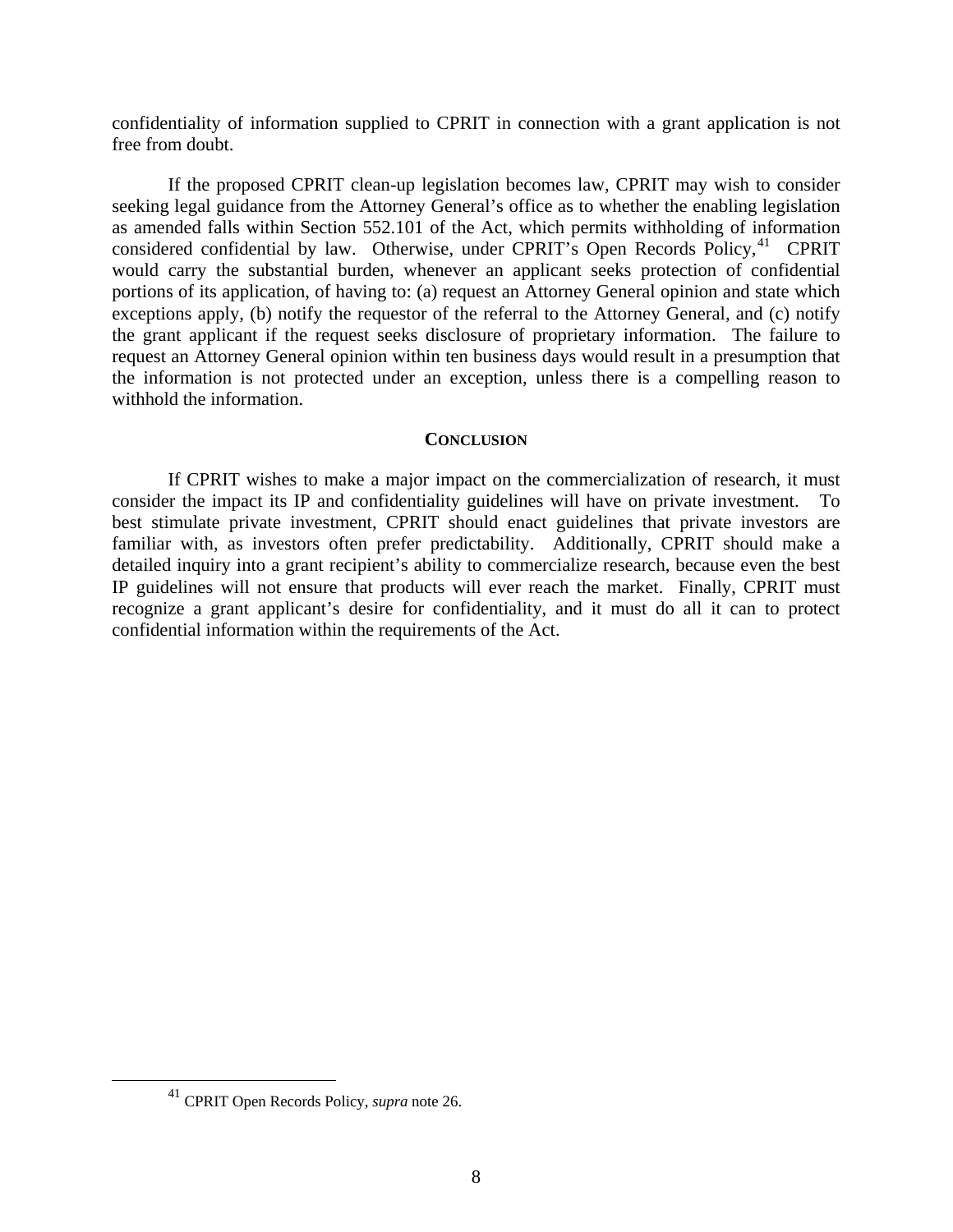confidentiality of information supplied to CPRIT in connection with a grant application is not free from doubt.

If the proposed CPRIT clean-up legislation becomes law, CPRIT may wish to consider seeking legal guidance from the Attorney General's office as to whether the enabling legislation as amended falls within Section 552.101 of the Act, which permits withholding of information considered confidential by law. Otherwise, under CPRIT's Open Records Policy,[41] CPRIT would carry the substantial burden, whenever an applicant seeks protection of confidential portions of its application, of having to: (a) request an Attorney General opinion and state which exceptions apply, (b) notify the requestor of the referral to the Attorney General, and (c) notify the grant applicant if the request seeks disclosure of proprietary information. The failure to request an Attorney General opinion within ten business days would result in a presumption that the information is not protected under an exception, unless there is a compelling reason to withhold the information.

## CONCLUSION

If CPRIT wishes to make a major impact on the commercialization of research, it must consider the impact its IP and confidentiality guidelines will have on private investment. To best stimulate private investment, CPRIT should enact guidelines that private investors are familiar with, as investors often prefer predictability. Additionally, CPRIT should make a detailed inquiry into a grant recipient's ability to commercialize research, because even the best IP guidelines will not ensure that products will ever reach the market. Finally, CPRIT must recognize a grant applicant's desire for confidentiality, and it must do all it can to protect confidential information within the requirements of the Act.

---

[41] CPRIT Open Records Policy, *supra* note 26.